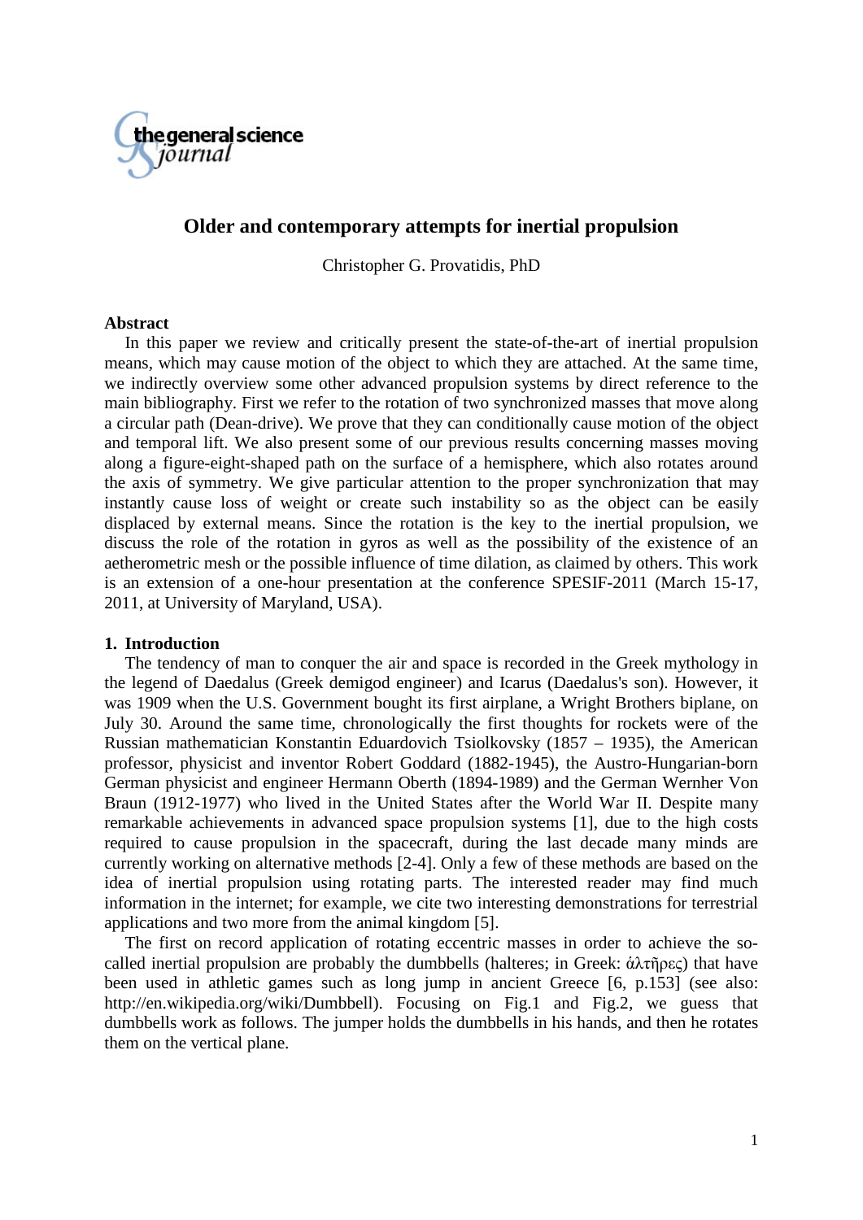# Older and contemporary attempts for inertial propulsion

Christopher G. Provatidis, PhD

## Abstract

In this paper we review and critically present the state-of-the-art of inertial propulsion means, which may cause motion of the object to which they are attached. At the same time, we indirectly overview some other advanced propulsion systems by direct reference to the main bibliography. First we refer to the rotation of two synchronized masses that move along a circular path (Dean-drive). We prove that they can conditionally cause motion of the object and temporal lift. We also present some of our previous results concerning masses moving along a figure-eight-shaped path on the surface of a hemisphere, which also rotates around the axis of symmetry. We give particular attention to the proper synchronization that may instantly cause loss of weight or create such instability so as the object can be easily displaced by external means. Since the rotation is the key to the inertial propulsion, we discuss the role of the rotation in gyros as well as the possibility of the existence of an aetherometric mesh or the possible influence of time dilation, as claimed by others. This work is an extension of a one-hour presentation at the conference SPESIF-2011 (March 15-17, 2011, at University of Maryland, USA).

## 1. Introduction

The tendency of man to conquer the air and space is recorded in the Greek mythology in the legend of Daedalus (Greek demigod engineer) and Icarus (Daedalus's son). However, it was 1909 when the U.S. Government bought its first airplane, a Wright Brothers biplane, on July 30. Around the same time, chronologically the first thoughts for rockets were of the Russian mathematician Konstantin Eduardovich Tsiolkovsky (1857 – 1935), the American professor, physicist and inventor Robert Goddard (1882-1945), the Austro-Hungarian-born German physicist and engineer Hermann Oberth (1894-1989) and the German Wernher Von Braun (1912-1977) who lived in the United States after the World War II. Despite many remarkable achievements in advanced space propulsion systems [1], due to the high costs required to cause propulsion in the spacecraft, during the last decade many minds are currently working on alternative methods [2-4]. Only a few of these methods are based on the idea of inertial propulsion using rotating parts. The interested reader may find much information in the internet; for example, we cite two interesting demonstrations for terrestrial applications and two more from the animal kingdom [5].

The first on record application of rotating eccentric masses in order to achieve the so-called inertial propulsion are probably the dumbbells (halteres; in Greek: ἁλτῆρες) that have been used in athletic games such as long jump in ancient Greece [6, p.153] (see also: http://en.wikipedia.org/wiki/Dumbbell). Focusing on Fig.1 and Fig.2, we guess that dumbbells work as follows. The jumper holds the dumbbells in his hands, and then he rotates them on the vertical plane.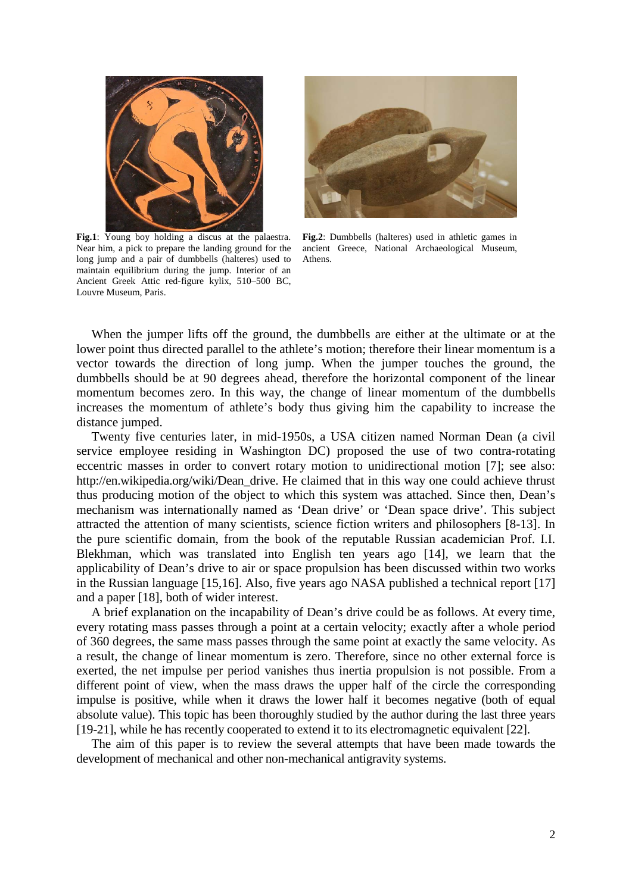**Fig.1**: Young boy holding a discus at the palaestra. Near him, a pick to prepare the landing ground for the long jump and a pair of dumbbells (halteres) used to maintain equilibrium during the jump. Interior of an Ancient Greek Attic red-figure kylix, 510–500 BC, Louvre Museum, Paris.

**Fig.2**: Dumbbells (halteres) used in athletic games in ancient Greece, National Archaeological Museum, Athens.

When the jumper lifts off the ground, the dumbbells are either at the ultimate or at the lower point thus directed parallel to the athlete's motion; therefore their linear momentum is a vector towards the direction of long jump. When the jumper touches the ground, the dumbbells should be at 90 degrees ahead, therefore the horizontal component of the linear momentum becomes zero. In this way, the change of linear momentum of the dumbbells increases the momentum of athlete's body thus giving him the capability to increase the distance jumped.

Twenty five centuries later, in mid-1950s, a USA citizen named Norman Dean (a civil service employee residing in Washington DC) proposed the use of two contra-rotating eccentric masses in order to convert rotary motion to unidirectional motion [7]; see also: http://en.wikipedia.org/wiki/Dean_drive. He claimed that in this way one could achieve thrust thus producing motion of the object to which this system was attached. Since then, Dean's mechanism was internationally named as 'Dean drive' or 'Dean space drive'. This subject attracted the attention of many scientists, science fiction writers and philosophers [8-13]. In the pure scientific domain, from the book of the reputable Russian academician Prof. I.I. Blekhman, which was translated into English ten years ago [14], we learn that the applicability of Dean's drive to air or space propulsion has been discussed within two works in the Russian language [15,16]. Also, five years ago NASA published a technical report [17] and a paper [18], both of wider interest.

A brief explanation on the incapability of Dean's drive could be as follows. At every time, every rotating mass passes through a point at a certain velocity; exactly after a whole period of 360 degrees, the same mass passes through the same point at exactly the same velocity. As a result, the change of linear momentum is zero. Therefore, since no other external force is exerted, the net impulse per period vanishes thus inertia propulsion is not possible. From a different point of view, when the mass draws the upper half of the circle the corresponding impulse is positive, while when it draws the lower half it becomes negative (both of equal absolute value). This topic has been thoroughly studied by the author during the last three years [19-21], while he has recently cooperated to extend it to its electromagnetic equivalent [22].

The aim of this paper is to review the several attempts that have been made towards the development of mechanical and other non-mechanical antigravity systems.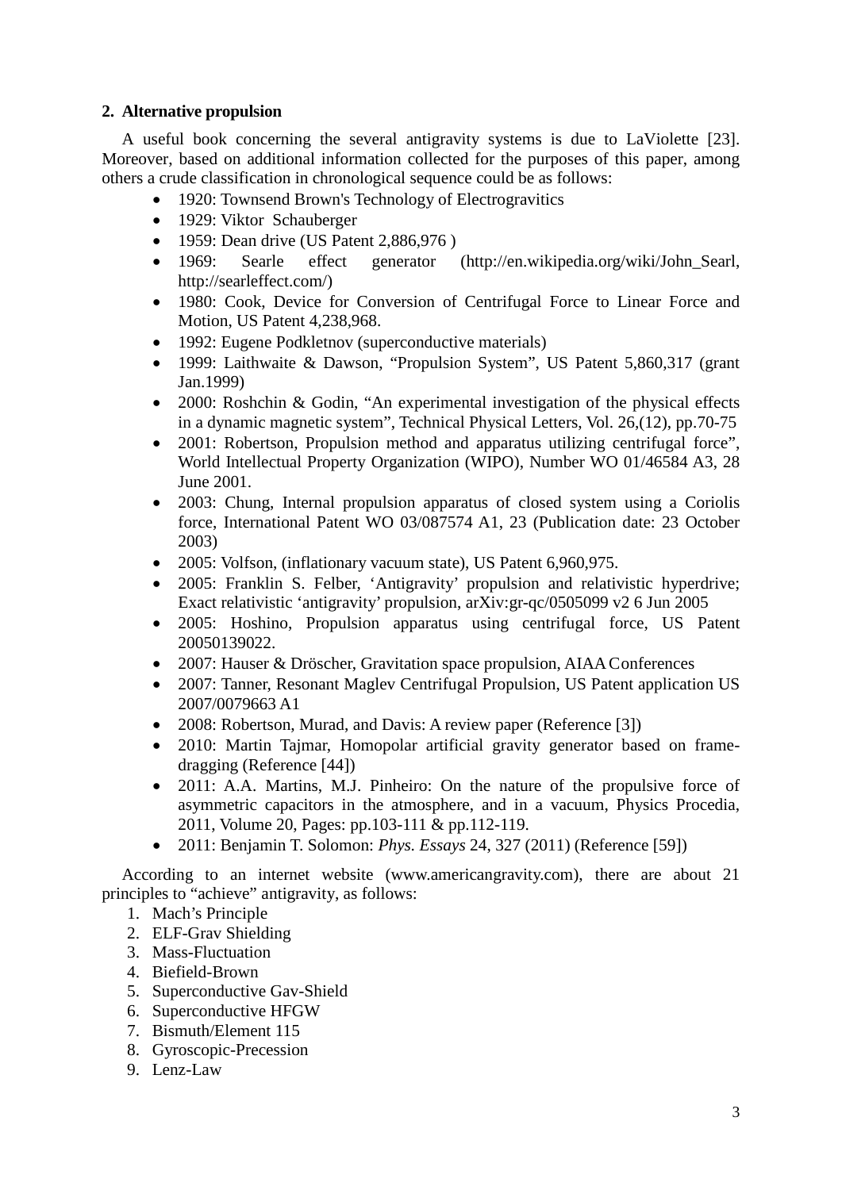## 2. Alternative propulsion

A useful book concerning the several antigravity systems is due to LaViolette [23]. Moreover, based on additional information collected for the purposes of this paper, among others a crude classification in chronological sequence could be as follows:

- 1920: Townsend Brown's Technology of Electrogravitics
- 1929: Viktor Schauberger
- 1959: Dean drive (US Patent 2,886,976 )
- 1969: Searle effect generator (http://en.wikipedia.org/wiki/John_Searl, http://searleffect.com/)
- 1980: Cook, Device for Conversion of Centrifugal Force to Linear Force and Motion, US Patent 4,238,968.
- 1992: Eugene Podkletnov (superconductive materials)
- 1999: Laithwaite & Dawson, "Propulsion System", US Patent 5,860,317 (grant Jan.1999)
- 2000: Roshchin & Godin, "An experimental investigation of the physical effects in a dynamic magnetic system", Technical Physical Letters, Vol. 26,(12), pp.70-75
- 2001: Robertson, Propulsion method and apparatus utilizing centrifugal force", World Intellectual Property Organization (WIPO), Number WO 01/46584 A3, 28 June 2001.
- 2003: Chung, Internal propulsion apparatus of closed system using a Coriolis force, International Patent WO 03/087574 A1, 23 (Publication date: 23 October 2003)
- 2005: Volfson, (inflationary vacuum state), US Patent 6,960,975.
- 2005: Franklin S. Felber, 'Antigravity' propulsion and relativistic hyperdrive; Exact relativistic 'antigravity' propulsion, arXiv:gr-qc/0505099 v2 6 Jun 2005
- 2005: Hoshino, Propulsion apparatus using centrifugal force, US Patent 20050139022.
- 2007: Hauser & Dröscher, Gravitation space propulsion, AIAA Conferences
- 2007: Tanner, Resonant Maglev Centrifugal Propulsion, US Patent application US 2007/0079663 A1
- 2008: Robertson, Murad, and Davis: A review paper (Reference [3])
- 2010: Martin Tajmar, Homopolar artificial gravity generator based on frame-dragging (Reference [44])
- 2011: A.A. Martins, M.J. Pinheiro: On the nature of the propulsive force of asymmetric capacitors in the atmosphere, and in a vacuum, Physics Procedia, 2011, Volume 20, Pages: pp.103-111 & pp.112-119.
- 2011: Benjamin T. Solomon: *Phys. Essays* 24, 327 (2011) (Reference [59])

According to an internet website (www.americangravity.com), there are about 21 principles to "achieve" antigravity, as follows:

1. Mach's Principle
2. ELF-Grav Shielding
3. Mass-Fluctuation
4. Biefield-Brown
5. Superconductive Gav-Shield
6. Superconductive HFGW
7. Bismuth/Element 115
8. Gyroscopic-Precession
9. Lenz-Law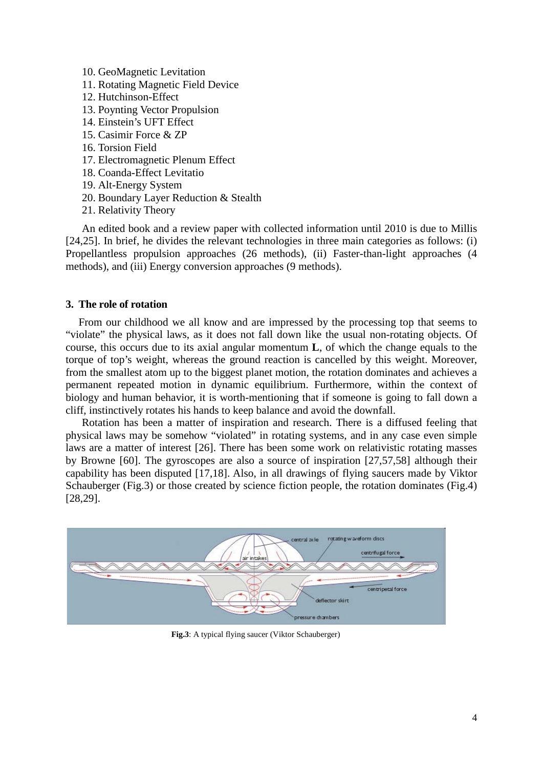10. GeoMagnetic Levitation
11. Rotating Magnetic Field Device
12. Hutchinson-Effect
13. Poynting Vector Propulsion
14. Einstein's UFT Effect
15. Casimir Force & ZP
16. Torsion Field
17. Electromagnetic Plenum Effect
18. Coanda-Effect Levitatio
19. Alt-Energy System
20. Boundary Layer Reduction & Stealth
21. Relativity Theory

An edited book and a review paper with collected information until 2010 is due to Millis [24,25]. In brief, he divides the relevant technologies in three main categories as follows: (i) Propellantless propulsion approaches (26 methods), (ii) Faster-than-light approaches (4 methods), and (iii) Energy conversion approaches (9 methods).

### 3. The role of rotation

From our childhood we all know and are impressed by the processing top that seems to "violate" the physical laws, as it does not fall down like the usual non-rotating objects. Of course, this occurs due to its axial angular momentum **L**, of which the change equals to the torque of top's weight, whereas the ground reaction is cancelled by this weight. Moreover, from the smallest atom up to the biggest planet motion, the rotation dominates and achieves a permanent repeated motion in dynamic equilibrium. Furthermore, within the context of biology and human behavior, it is worth-mentioning that if someone is going to fall down a cliff, instinctively rotates his hands to keep balance and avoid the downfall.

Rotation has been a matter of inspiration and research. There is a diffused feeling that physical laws may be somehow "violated" in rotating systems, and in any case even simple laws are a matter of interest [26]. There has been some work on relativistic rotating masses by Browne [60]. The gyroscopes are also a source of inspiration [27,57,58] although their capability has been disputed [17,18]. Also, in all drawings of flying saucers made by Viktor Schauberger (Fig.3) or those created by science fiction people, the rotation dominates (Fig.4) [28,29].

**Fig.3**: A typical flying saucer (Viktor Schauberger)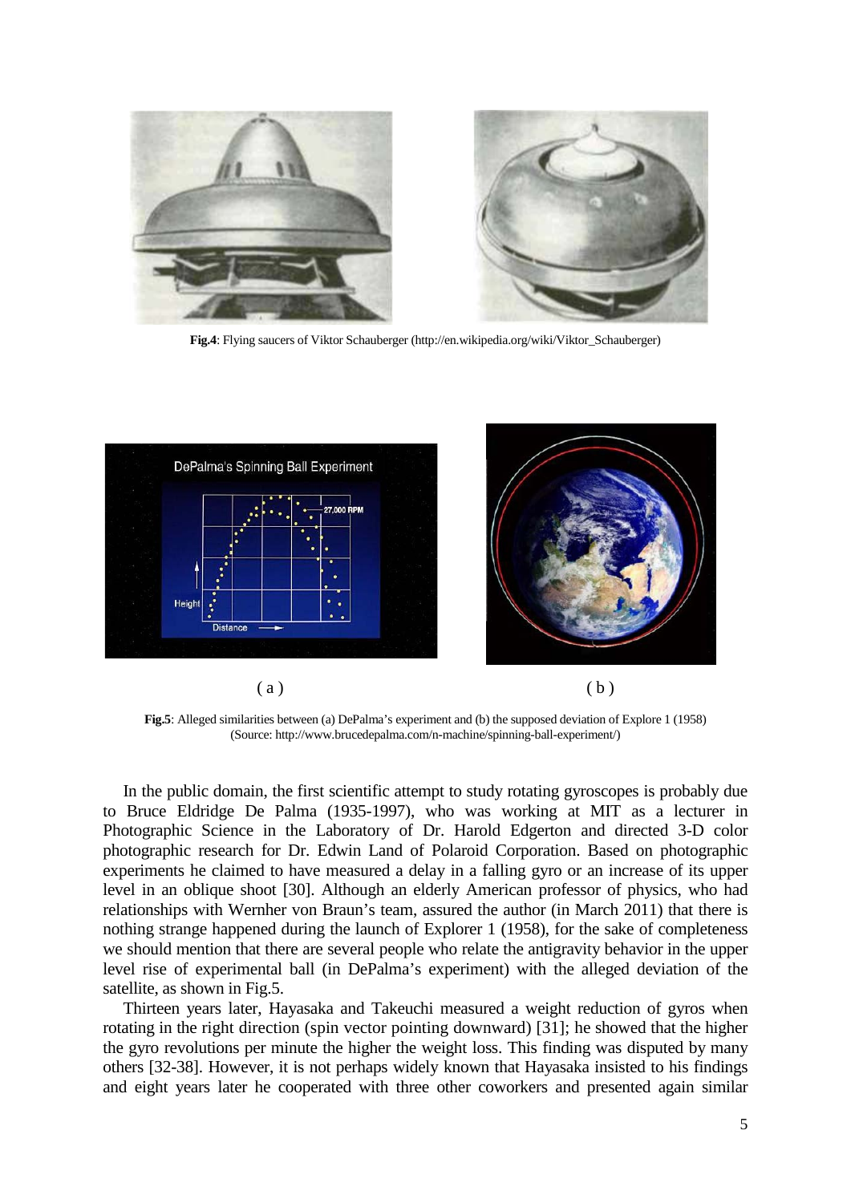**Fig.4**: Flying saucers of Viktor Schauberger (http://en.wikipedia.org/wiki/Viktor_Schauberger)

( a ) ( b )

**Fig.5**: Alleged similarities between (a) DePalma's experiment and (b) the supposed deviation of Explore 1 (1958) (Source: http://www.brucedepalma.com/n-machine/spinning-ball-experiment/)

In the public domain, the first scientific attempt to study rotating gyroscopes is probably due to Bruce Eldridge De Palma (1935-1997), who was working at MIT as a lecturer in Photographic Science in the Laboratory of Dr. Harold Edgerton and directed 3-D color photographic research for Dr. Edwin Land of Polaroid Corporation. Based on photographic experiments he claimed to have measured a delay in a falling gyro or an increase of its upper level in an oblique shoot [30]. Although an elderly American professor of physics, who had relationships with Wernher von Braun's team, assured the author (in March 2011) that there is nothing strange happened during the launch of Explorer 1 (1958), for the sake of completeness we should mention that there are several people who relate the antigravity behavior in the upper level rise of experimental ball (in DePalma's experiment) with the alleged deviation of the satellite, as shown in Fig.5.

Thirteen years later, Hayasaka and Takeuchi measured a weight reduction of gyros when rotating in the right direction (spin vector pointing downward) [31]; he showed that the higher the gyro revolutions per minute the higher the weight loss. This finding was disputed by many others [32-38]. However, it is not perhaps widely known that Hayasaka insisted to his findings and eight years later he cooperated with three other coworkers and presented again similar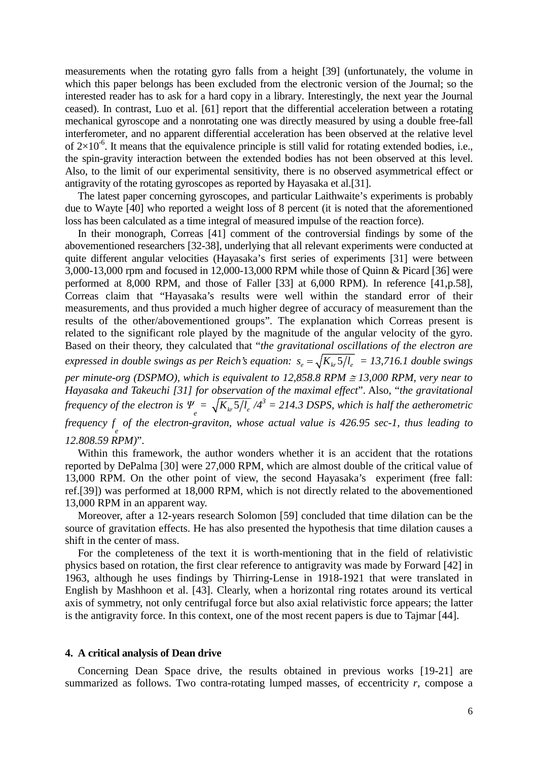measurements when the rotating gyro falls from a height [39] (unfortunately, the volume in which this paper belongs has been excluded from the electronic version of the Journal; so the interested reader has to ask for a hard copy in a library. Interestingly, the next year the Journal ceased). In contrast, Luo et al. [61] report that the differential acceleration between a rotating mechanical gyroscope and a nonrotating one was directly measured by using a double free-fall interferometer, and no apparent differential acceleration has been observed at the relative level of $2\times10^{-6}$. It means that the equivalence principle is still valid for rotating extended bodies, i.e., the spin-gravity interaction between the extended bodies has not been observed at this level. Also, to the limit of our experimental sensitivity, there is no observed asymmetrical effect or antigravity of the rotating gyroscopes as reported by Hayasaka et al.[31].

The latest paper concerning gyroscopes, and particular Laithwaite's experiments is probably due to Wayte [40] who reported a weight loss of 8 percent (it is noted that the aforementioned loss has been calculated as a time integral of measured impulse of the reaction force).

In their monograph, Correas [41] comment of the controversial findings by some of the abovementioned researchers [32-38], underlying that all relevant experiments were conducted at quite different angular velocities (Hayasaka's first series of experiments [31] were between 3,000-13,000 rpm and focused in 12,000-13,000 RPM while those of Quinn & Picard [36] were performed at 8,000 RPM, and those of Faller [33] at 6,000 RPM). In reference [41,p.58], Correas claim that "Hayasaka's results were well within the standard error of their measurements, and thus provided a much higher degree of accuracy of measurement than the results of the other/abovementioned groups". The explanation which Correas present is related to the significant role played by the magnitude of the angular velocity of the gyro. Based on their theory, they calculated that "*the gravitational oscillations of the electron are expressed in double swings as per Reich's equation:* $s_e = \sqrt{K_{kr} 5/l_e}$ *= 13,716.1 double swings per minute-org (DSPMO), which is equivalent to 12,858.8 RPM ≅ 13,000 RPM, very near to Hayasaka and Takeuchi [31] for observation of the maximal effect*". Also, "*the gravitational frequency of the electron is* $\Psi_e = \sqrt{K_{kr} 5/l_e}/4^3$ *= 214.3 DSPS, which is half the aetherometric frequency* $f_e$ *of the electron-graviton, whose actual value is 426.95 sec-1, thus leading to 12.808.59 RPM)*".

Within this framework, the author wonders whether it is an accident that the rotations reported by DePalma [30] were 27,000 RPM, which are almost double of the critical value of 13,000 RPM. On the other point of view, the second Hayasaka's experiment (free fall: ref.[39]) was performed at 18,000 RPM, which is not directly related to the abovementioned 13,000 RPM in an apparent way.

Moreover, after a 12-years research Solomon [59] concluded that time dilation can be the source of gravitation effects. He has also presented the hypothesis that time dilation causes a shift in the center of mass.

For the completeness of the text it is worth-mentioning that in the field of relativistic physics based on rotation, the first clear reference to antigravity was made by Forward [42] in 1963, although he uses findings by Thirring-Lense in 1918-1921 that were translated in English by Mashhoon et al. [43]. Clearly, when a horizontal ring rotates around its vertical axis of symmetry, not only centrifugal force but also axial relativistic force appears; the latter is the antigravity force. In this context, one of the most recent papers is due to Tajmar [44].

## 4. A critical analysis of Dean drive

Concerning Dean Space drive, the results obtained in previous works [19-21] are summarized as follows. Two contra-rotating lumped masses, of eccentricity $r$, compose a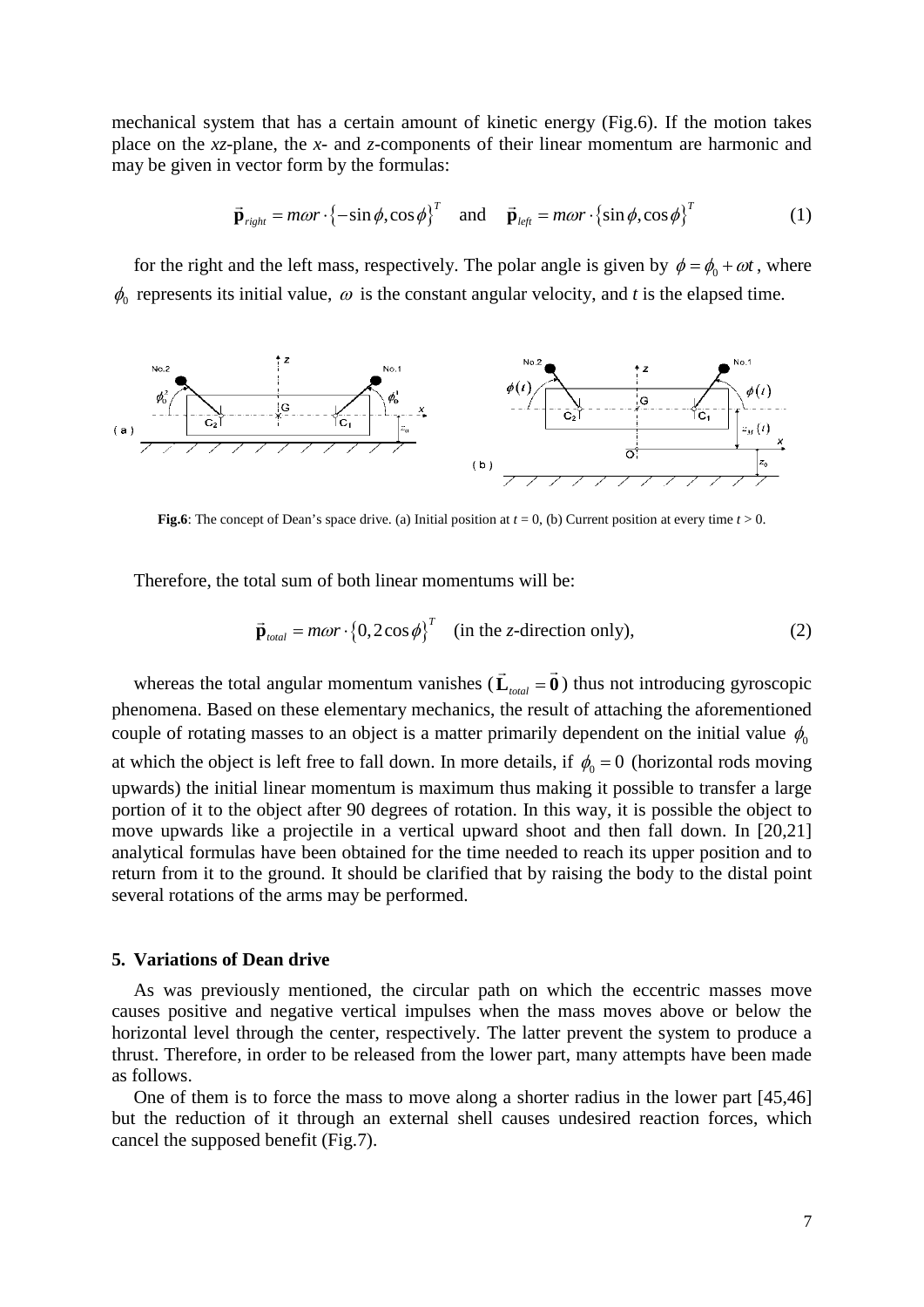mechanical system that has a certain amount of kinetic energy (Fig.6). If the motion takes place on the *xz*-plane, the *x*- and *z*-components of their linear momentum are harmonic and may be given in vector form by the formulas:

$$\vec{\mathbf{p}}_{right} = m\omega r \cdot \{-\sin\phi, \cos\phi\}^T \quad \text{and} \quad \vec{\mathbf{p}}_{left} = m\omega r \cdot \{\sin\phi, \cos\phi\}^T \tag{1}$$

for the right and the left mass, respectively. The polar angle is given by $\phi = \phi_0 + \omega t$, where $\phi_0$ represents its initial value, $\omega$ is the constant angular velocity, and *t* is the elapsed time.

**Fig.6**: The concept of Dean's space drive. (a) Initial position at $t = 0$, (b) Current position at every time $t > 0$.

Therefore, the total sum of both linear momentums will be:

$$\vec{\mathbf{p}}_{total} = m\omega r \cdot \{0, 2\cos\phi\}^T \quad \text{(in the } z\text{-direction only)}, \tag{2}$$

whereas the total angular momentum vanishes ($\vec{\mathbf{L}}_{total} = \vec{\mathbf{0}}$) thus not introducing gyroscopic phenomena. Based on these elementary mechanics, the result of attaching the aforementioned couple of rotating masses to an object is a matter primarily dependent on the initial value $\phi_0$ at which the object is left free to fall down. In more details, if $\phi_0 = 0$ (horizontal rods moving upwards) the initial linear momentum is maximum thus making it possible to transfer a large portion of it to the object after 90 degrees of rotation. In this way, it is possible the object to move upwards like a projectile in a vertical upward shoot and then fall down. In [20,21] analytical formulas have been obtained for the time needed to reach its upper position and to return from it to the ground. It should be clarified that by raising the body to the distal point several rotations of the arms may be performed.

## 5. Variations of Dean drive

As was previously mentioned, the circular path on which the eccentric masses move causes positive and negative vertical impulses when the mass moves above or below the horizontal level through the center, respectively. The latter prevent the system to produce a thrust. Therefore, in order to be released from the lower part, many attempts have been made as follows.

One of them is to force the mass to move along a shorter radius in the lower part [45,46] but the reduction of it through an external shell causes undesired reaction forces, which cancel the supposed benefit (Fig.7).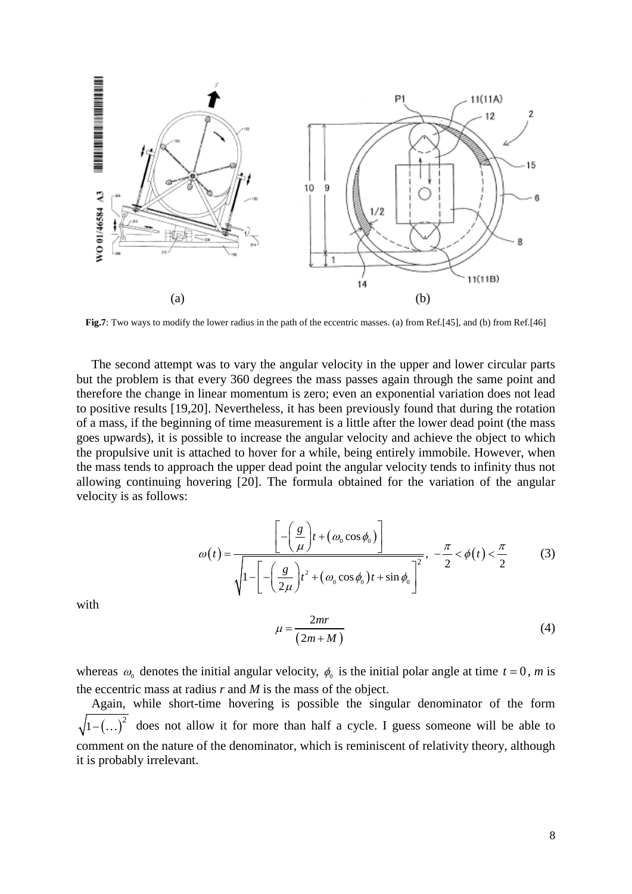**Fig.7**: Two ways to modify the lower radius in the path of the eccentric masses. (a) from Ref.[45], and (b) from Ref.[46]

The second attempt was to vary the angular velocity in the upper and lower circular parts but the problem is that every 360 degrees the mass passes again through the same point and therefore the change in linear momentum is zero; even an exponential variation does not lead to positive results [19,20]. Nevertheless, it has been previously found that during the rotation of a mass, if the beginning of time measurement is a little after the lower dead point (the mass goes upwards), it is possible to increase the angular velocity and achieve the object to which the propulsive unit is attached to hover for a while, being entirely immobile. However, when the mass tends to approach the upper dead point the angular velocity tends to infinity thus not allowing continuing hovering [20]. The formula obtained for the variation of the angular velocity is as follows:

$$\omega(t) = \frac{\left[-\left(\frac{g}{\mu}\right)t + \left(\omega_0 \cos\phi_0\right)\right]}{\sqrt{1-\left[-\left(\frac{g}{2\mu}\right)t^2 + \left(\omega_0\cos\phi_0\right)t + \sin\phi_0\right]^2}}, \quad -\frac{\pi}{2} < \phi(t) < \frac{\pi}{2} \tag{3}$$

with

$$\mu = \frac{2mr}{(2m+M)} \tag{4}$$

whereas $\omega_0$ denotes the initial angular velocity, $\phi_0$ is the initial polar angle at time $t = 0$, $m$ is the eccentric mass at radius $r$ and $M$ is the mass of the object.

Again, while short-time hovering is possible the singular denominator of the form $\sqrt{1-(\ldots)^2}$ does not allow it for more than half a cycle. I guess someone will be able to comment on the nature of the denominator, which is reminiscent of relativity theory, although it is probably irrelevant.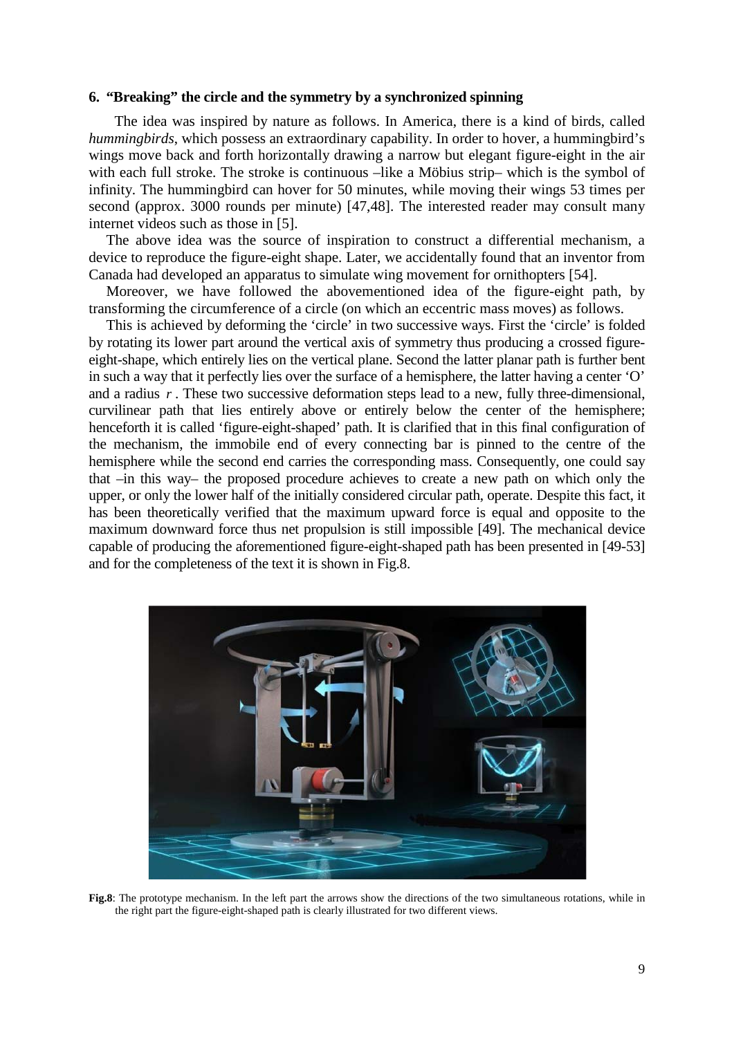## 6. "Breaking" the circle and the symmetry by a synchronized spinning

The idea was inspired by nature as follows. In America, there is a kind of birds, called *hummingbirds*, which possess an extraordinary capability. In order to hover, a hummingbird's wings move back and forth horizontally drawing a narrow but elegant figure-eight in the air with each full stroke. The stroke is continuous –like a Möbius strip– which is the symbol of infinity. The hummingbird can hover for 50 minutes, while moving their wings 53 times per second (approx. 3000 rounds per minute) [47,48]. The interested reader may consult many internet videos such as those in [5].

The above idea was the source of inspiration to construct a differential mechanism, a device to reproduce the figure-eight shape. Later, we accidentally found that an inventor from Canada had developed an apparatus to simulate wing movement for ornithopters [54].

Moreover, we have followed the abovementioned idea of the figure-eight path, by transforming the circumference of a circle (on which an eccentric mass moves) as follows.

This is achieved by deforming the 'circle' in two successive ways. First the 'circle' is folded by rotating its lower part around the vertical axis of symmetry thus producing a crossed figure-eight-shape, which entirely lies on the vertical plane. Second the latter planar path is further bent in such a way that it perfectly lies over the surface of a hemisphere, the latter having a center 'O' and a radius $r$. These two successive deformation steps lead to a new, fully three-dimensional, curvilinear path that lies entirely above or entirely below the center of the hemisphere; henceforth it is called 'figure-eight-shaped' path. It is clarified that in this final configuration of the mechanism, the immobile end of every connecting bar is pinned to the centre of the hemisphere while the second end carries the corresponding mass. Consequently, one could say that –in this way– the proposed procedure achieves to create a new path on which only the upper, or only the lower half of the initially considered circular path, operate. Despite this fact, it has been theoretically verified that the maximum upward force is equal and opposite to the maximum downward force thus net propulsion is still impossible [49]. The mechanical device capable of producing the aforementioned figure-eight-shaped path has been presented in [49-53] and for the completeness of the text it is shown in Fig.8.

**Fig.8**: The prototype mechanism. In the left part the arrows show the directions of the two simultaneous rotations, while in the right part the figure-eight-shaped path is clearly illustrated for two different views.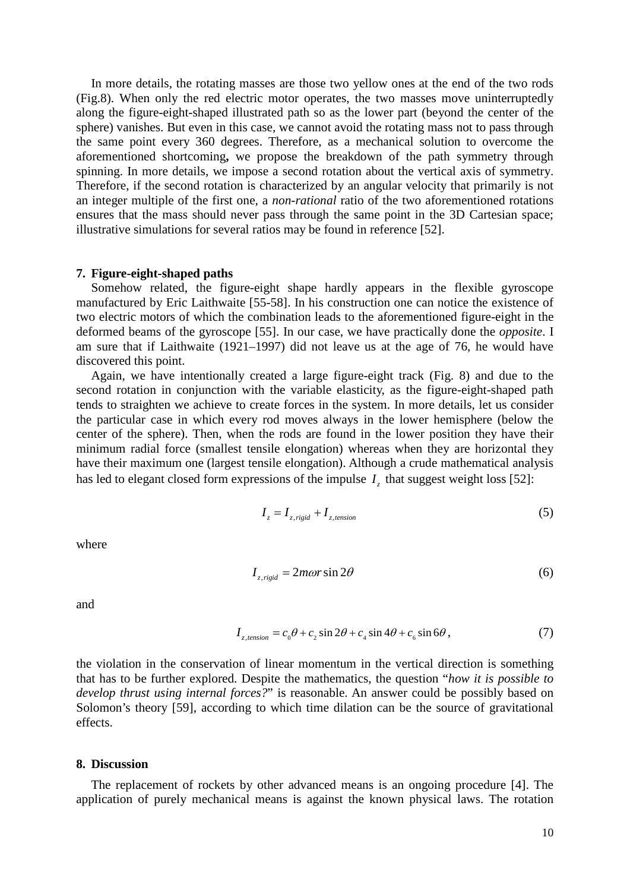In more details, the rotating masses are those two yellow ones at the end of the two rods (Fig.8). When only the red electric motor operates, the two masses move uninterruptedly along the figure-eight-shaped illustrated path so as the lower part (beyond the center of the sphere) vanishes. But even in this case, we cannot avoid the rotating mass not to pass through the same point every 360 degrees. Therefore, as a mechanical solution to overcome the aforementioned shortcoming**,** we propose the breakdown of the path symmetry through spinning. In more details, we impose a second rotation about the vertical axis of symmetry. Therefore, if the second rotation is characterized by an angular velocity that primarily is not an integer multiple of the first one, a *non-rational* ratio of the two aforementioned rotations ensures that the mass should never pass through the same point in the 3D Cartesian space; illustrative simulations for several ratios may be found in reference [52].

## 7. Figure-eight-shaped paths

Somehow related, the figure-eight shape hardly appears in the flexible gyroscope manufactured by Eric Laithwaite [55-58]. In his construction one can notice the existence of two electric motors of which the combination leads to the aforementioned figure-eight in the deformed beams of the gyroscope [55]. In our case, we have practically done the *opposite*. I am sure that if Laithwaite (1921–1997) did not leave us at the age of 76, he would have discovered this point.

Again, we have intentionally created a large figure-eight track (Fig. 8) and due to the second rotation in conjunction with the variable elasticity, as the figure-eight-shaped path tends to straighten we achieve to create forces in the system. In more details, let us consider the particular case in which every rod moves always in the lower hemisphere (below the center of the sphere). Then, when the rods are found in the lower position they have their minimum radial force (smallest tensile elongation) whereas when they are horizontal they have their maximum one (largest tensile elongation). Although a crude mathematical analysis has led to elegant closed form expressions of the impulse $I_z$ that suggest weight loss [52]:

$$I_z = I_{z,rigid} + I_{z,tension} \tag{5}$$

where

$$I_{z,rigid} = 2m\omega r \sin 2\theta \tag{6}$$

and

$$I_{z,tension} = c_0\theta + c_2 \sin 2\theta + c_4 \sin 4\theta + c_6 \sin 6\theta\,, \tag{7}$$

the violation in the conservation of linear momentum in the vertical direction is something that has to be further explored. Despite the mathematics, the question "*how it is possible to develop thrust using internal forces?*" is reasonable. An answer could be possibly based on Solomon's theory [59], according to which time dilation can be the source of gravitational effects.

## 8. Discussion

The replacement of rockets by other advanced means is an ongoing procedure [4]. The application of purely mechanical means is against the known physical laws. The rotation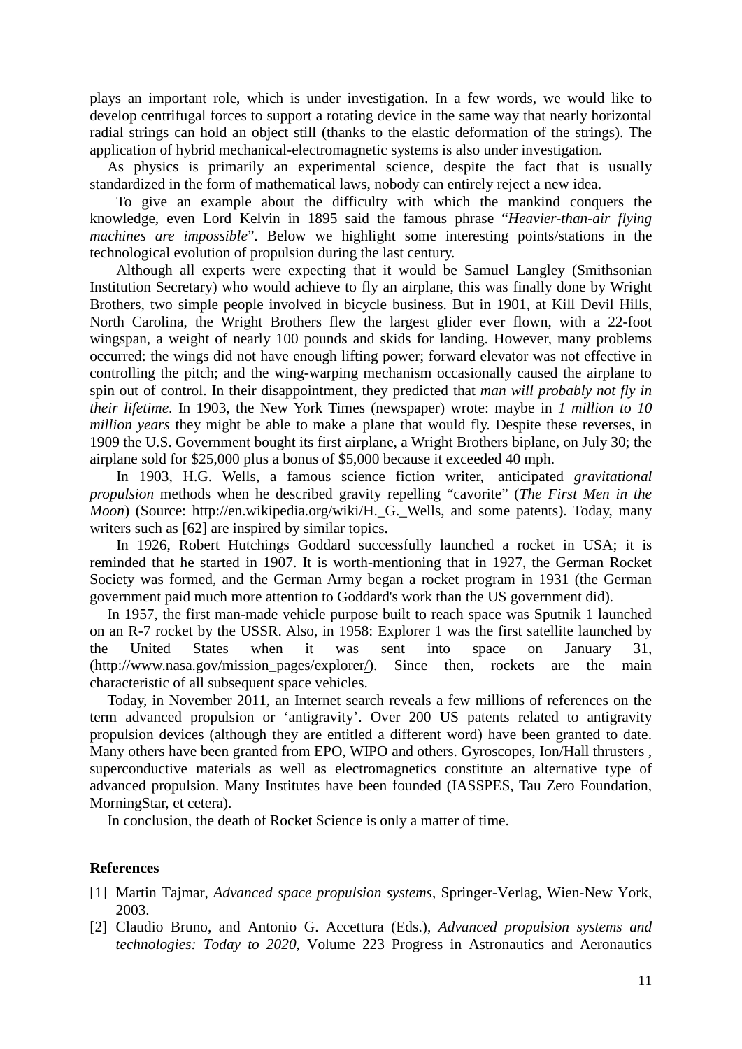plays an important role, which is under investigation. In a few words, we would like to develop centrifugal forces to support a rotating device in the same way that nearly horizontal radial strings can hold an object still (thanks to the elastic deformation of the strings). The application of hybrid mechanical-electromagnetic systems is also under investigation.

As physics is primarily an experimental science, despite the fact that is usually standardized in the form of mathematical laws, nobody can entirely reject a new idea.

To give an example about the difficulty with which the mankind conquers the knowledge, even Lord Kelvin in 1895 said the famous phrase "*Heavier-than-air flying machines are impossible*". Below we highlight some interesting points/stations in the technological evolution of propulsion during the last century.

Although all experts were expecting that it would be Samuel Langley (Smithsonian Institution Secretary) who would achieve to fly an airplane, this was finally done by Wright Brothers, two simple people involved in bicycle business. But in 1901, at Kill Devil Hills, North Carolina, the Wright Brothers flew the largest glider ever flown, with a 22-foot wingspan, a weight of nearly 100 pounds and skids for landing. However, many problems occurred: the wings did not have enough lifting power; forward elevator was not effective in controlling the pitch; and the wing-warping mechanism occasionally caused the airplane to spin out of control. In their disappointment, they predicted that *man will probably not fly in their lifetime*. In 1903, the New York Times (newspaper) wrote: maybe in *1 million to 10 million years* they might be able to make a plane that would fly. Despite these reverses, in 1909 the U.S. Government bought its first airplane, a Wright Brothers biplane, on July 30; the airplane sold for $25,000 plus a bonus of $5,000 because it exceeded 40 mph.

In 1903, H.G. Wells, a famous science fiction writer, anticipated *gravitational propulsion* methods when he described gravity repelling "cavorite" (*The First Men in the Moon*) (Source: http://en.wikipedia.org/wiki/H._G._Wells, and some patents). Today, many writers such as [62] are inspired by similar topics.

In 1926, Robert Hutchings Goddard successfully launched a rocket in USA; it is reminded that he started in 1907. It is worth-mentioning that in 1927, the German Rocket Society was formed, and the German Army began a rocket program in 1931 (the German government paid much more attention to Goddard's work than the US government did).

In 1957, the first man-made vehicle purpose built to reach space was Sputnik 1 launched on an R-7 rocket by the USSR. Also, in 1958: Explorer 1 was the first satellite launched by the United States when it was sent into space on January 31, (http://www.nasa.gov/mission_pages/explorer/). Since then, rockets are the main characteristic of all subsequent space vehicles.

Today, in November 2011, an Internet search reveals a few millions of references on the term advanced propulsion or 'antigravity'. Over 200 US patents related to antigravity propulsion devices (although they are entitled a different word) have been granted to date. Many others have been granted from EPO, WIPO and others. Gyroscopes, Ion/Hall thrusters , superconductive materials as well as electromagnetics constitute an alternative type of advanced propulsion. Many Institutes have been founded (IASSPES, Tau Zero Foundation, MorningStar, et cetera).

In conclusion, the death of Rocket Science is only a matter of time.

## References

[1] Martin Tajmar, *Advanced space propulsion systems*, Springer-Verlag, Wien-New York, 2003.

[2] Claudio Bruno, and Antonio G. Accettura (Eds.), *Advanced propulsion systems and technologies: Today to 2020*, Volume 223 Progress in Astronautics and Aeronautics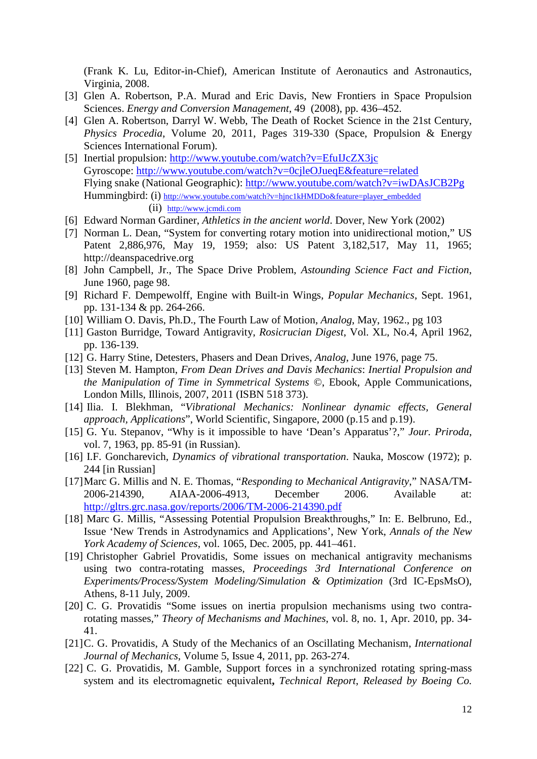(Frank K. Lu, Editor-in-Chief), American Institute of Aeronautics and Astronautics, Virginia, 2008.

[3] Glen A. Robertson, P.A. Murad and Eric Davis, New Frontiers in Space Propulsion Sciences. *Energy and Conversion Management*, 49 (2008), pp. 436–452.

[4] Glen A. Robertson, Darryl W. Webb, The Death of Rocket Science in the 21st Century, *Physics Procedia*, Volume 20, 2011, Pages 319-330 (Space, Propulsion & Energy Sciences International Forum).

[5] Inertial propulsion: http://www.youtube.com/watch?v=EfuIJcZX3jc
Gyroscope: http://www.youtube.com/watch?v=0cjleOJueqE&feature=related
Flying snake (National Geographic): http://www.youtube.com/watch?v=iwDAsJCB2Pg
Hummingbird: (i) http://www.youtube.com/watch?v=hjnc1kHMDDo&feature=player_embedded
(ii) http://www.jcmdi.com

[6] Edward Norman Gardiner, *Athletics in the ancient world*. Dover, New York (2002)

[7] Norman L. Dean, "System for converting rotary motion into unidirectional motion," US Patent 2,886,976, May 19, 1959; also: US Patent 3,182,517, May 11, 1965; http://deanspacedrive.org

[8] John Campbell, Jr., The Space Drive Problem, *Astounding Science Fact and Fiction*, June 1960, page 98.

[9] Richard F. Dempewolff, Engine with Built-in Wings, *Popular Mechanics*, Sept. 1961, pp. 131-134 & pp. 264-266.

[10] William O. Davis, Ph.D., The Fourth Law of Motion, *Analog*, May, 1962., pg 103

[11] Gaston Burridge, Toward Antigravity, *Rosicrucian Digest*, Vol. XL, No.4, April 1962, pp. 136-139.

[12] G. Harry Stine, Detesters, Phasers and Dean Drives, *Analog*, June 1976, page 75.

[13] Steven M. Hampton, *From Dean Drives and Davis Mechanics*: *Inertial Propulsion and the Manipulation of Time in Symmetrical Systems* ©, Ebook, Apple Communications, London Mills, Illinois, 2007, 2011 (ISBN 518 373).

[14] Ilia. I. Blekhman, "*Vibrational Mechanics: Nonlinear dynamic effects, General approach, Applications*", World Scientific, Singapore, 2000 (p.15 and p.19).

[15] G. Yu. Stepanov, "Why is it impossible to have 'Dean's Apparatus'?," *Jour. Priroda*, vol. 7, 1963, pp. 85-91 (in Russian).

[16] I.F. Goncharevich, *Dynamics of vibrational transportation*. Nauka, Moscow (1972); p. 244 [in Russian]

[17] Marc G. Millis and N. E. Thomas, "*Responding to Mechanical Antigravity*," NASA/TM-2006-214390, AIAA-2006-4913, December 2006. Available at: http://gltrs.grc.nasa.gov/reports/2006/TM-2006-214390.pdf

[18] Marc G. Millis, "Assessing Potential Propulsion Breakthroughs," In: E. Belbruno, Ed., Issue 'New Trends in Astrodynamics and Applications', New York, *Annals of the New York Academy of Sciences*, vol. 1065, Dec. 2005, pp. 441–461.

[19] Christopher Gabriel Provatidis, Some issues on mechanical antigravity mechanisms using two contra-rotating masses, *Proceedings 3rd International Conference on Experiments/Process/System Modeling/Simulation & Optimization* (3rd IC-EpsMsO), Athens, 8-11 July, 2009.

[20] C. G. Provatidis "Some issues on inertia propulsion mechanisms using two contra-rotating masses," *Theory of Mechanisms and Machines*, vol. 8, no. 1, Apr. 2010, pp. 34-41.

[21] C. G. Provatidis, A Study of the Mechanics of an Oscillating Mechanism, *International Journal of Mechanics*, Volume 5, Issue 4, 2011, pp. 263-274.

[22] C. G. Provatidis, M. Gamble, Support forces in a synchronized rotating spring-mass system and its electromagnetic equivalent**,** *Technical Report*, *Released by Boeing Co.*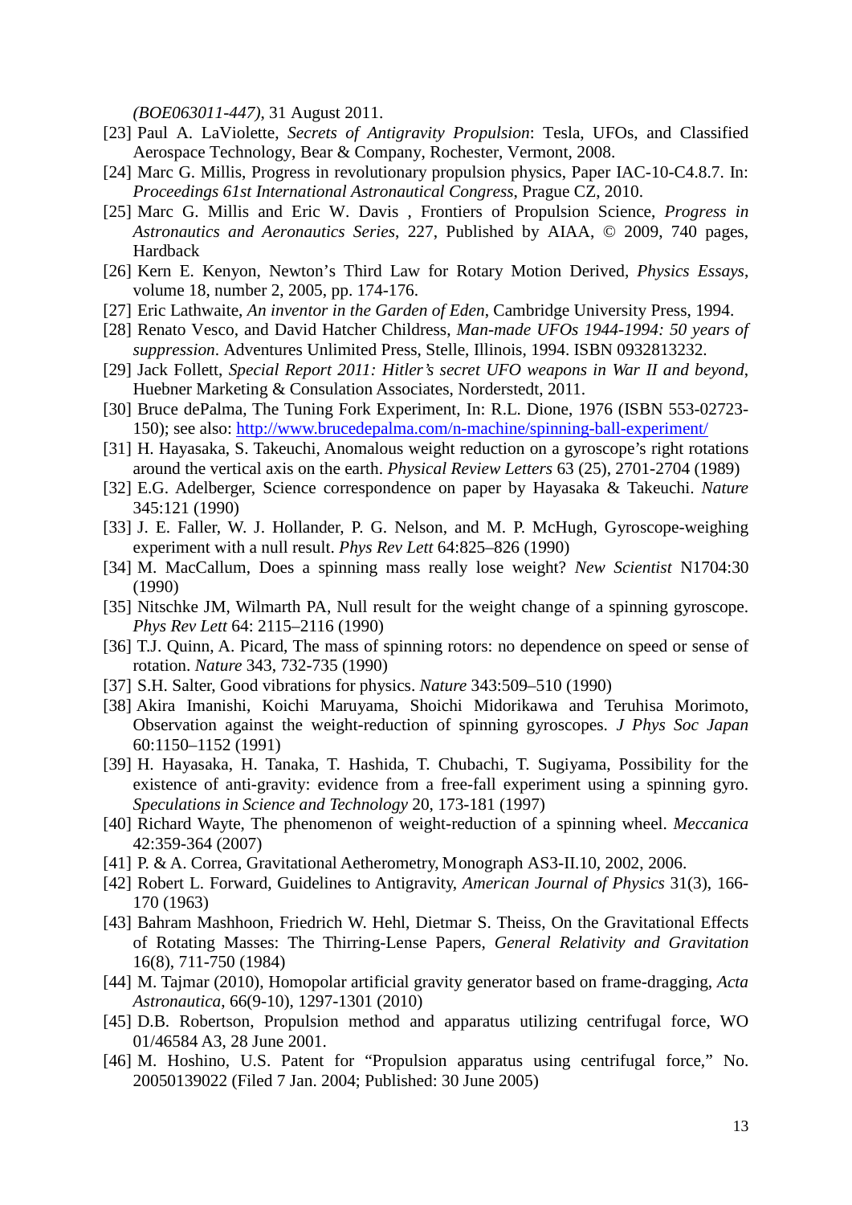*(BOE063011-447)*, 31 August 2011.

[23] Paul A. LaViolette, *Secrets of Antigravity Propulsion*: Tesla, UFOs, and Classified Aerospace Technology, Bear & Company, Rochester, Vermont, 2008.

[24] Marc G. Millis, Progress in revolutionary propulsion physics, Paper IAC-10-C4.8.7. In: *Proceedings 61st International Astronautical Congress*, Prague CZ, 2010.

[25] Marc G. Millis and Eric W. Davis , Frontiers of Propulsion Science, *Progress in Astronautics and Aeronautics Series*, 227, Published by AIAA, © 2009, 740 pages, Hardback

[26] Kern E. Kenyon, Newton's Third Law for Rotary Motion Derived, *Physics Essays*, volume 18, number 2, 2005, pp. 174-176.

[27] Eric Lathwaite, *An inventor in the Garden of Eden*, Cambridge University Press, 1994.

[28] Renato Vesco, and David Hatcher Childress, *Man-made UFOs 1944-1994: 50 years of suppression*. Adventures Unlimited Press, Stelle, Illinois, 1994. ISBN 0932813232.

[29] Jack Follett, *Special Report 2011: Hitler's secret UFO weapons in War II and beyond*, Huebner Marketing & Consulation Associates, Norderstedt, 2011.

[30] Bruce dePalma, The Tuning Fork Experiment, In: R.L. Dione, 1976 (ISBN 553-02723-150); see also: http://www.brucedepalma.com/n-machine/spinning-ball-experiment/

[31] H. Hayasaka, S. Takeuchi, Anomalous weight reduction on a gyroscope's right rotations around the vertical axis on the earth. *Physical Review Letters* 63 (25), 2701-2704 (1989)

[32] E.G. Adelberger, Science correspondence on paper by Hayasaka & Takeuchi. *Nature* 345:121 (1990)

[33] J. E. Faller, W. J. Hollander, P. G. Nelson, and M. P. McHugh, Gyroscope-weighing experiment with a null result. *Phys Rev Lett* 64:825–826 (1990)

[34] M. MacCallum, Does a spinning mass really lose weight? *New Scientist* N1704:30 (1990)

[35] Nitschke JM, Wilmarth PA, Null result for the weight change of a spinning gyroscope. *Phys Rev Lett* 64: 2115–2116 (1990)

[36] T.J. Quinn, A. Picard, The mass of spinning rotors: no dependence on speed or sense of rotation. *Nature* 343, 732-735 (1990)

[37] S.H. Salter, Good vibrations for physics. *Nature* 343:509–510 (1990)

[38] Akira Imanishi, Koichi Maruyama, Shoichi Midorikawa and Teruhisa Morimoto, Observation against the weight-reduction of spinning gyroscopes. *J Phys Soc Japan* 60:1150–1152 (1991)

[39] H. Hayasaka, H. Tanaka, T. Hashida, T. Chubachi, T. Sugiyama, Possibility for the existence of anti-gravity: evidence from a free-fall experiment using a spinning gyro. *Speculations in Science and Technology* 20, 173-181 (1997)

[40] Richard Wayte, The phenomenon of weight-reduction of a spinning wheel. *Meccanica* 42:359-364 (2007)

[41] P. & A. Correa, Gravitational Aetherometry, Monograph AS3-II.10, 2002, 2006.

[42] Robert L. Forward, Guidelines to Antigravity, *American Journal of Physics* 31(3), 166-170 (1963)

[43] Bahram Mashhoon, Friedrich W. Hehl, Dietmar S. Theiss, On the Gravitational Effects of Rotating Masses: The Thirring-Lense Papers, *General Relativity and Gravitation* 16(8), 711-750 (1984)

[44] M. Tajmar (2010), Homopolar artificial gravity generator based on frame-dragging, *Acta Astronautica*, 66(9-10), 1297-1301 (2010)

[45] D.B. Robertson, Propulsion method and apparatus utilizing centrifugal force, WO 01/46584 A3, 28 June 2001.

[46] M. Hoshino, U.S. Patent for "Propulsion apparatus using centrifugal force," No. 20050139022 (Filed 7 Jan. 2004; Published: 30 June 2005)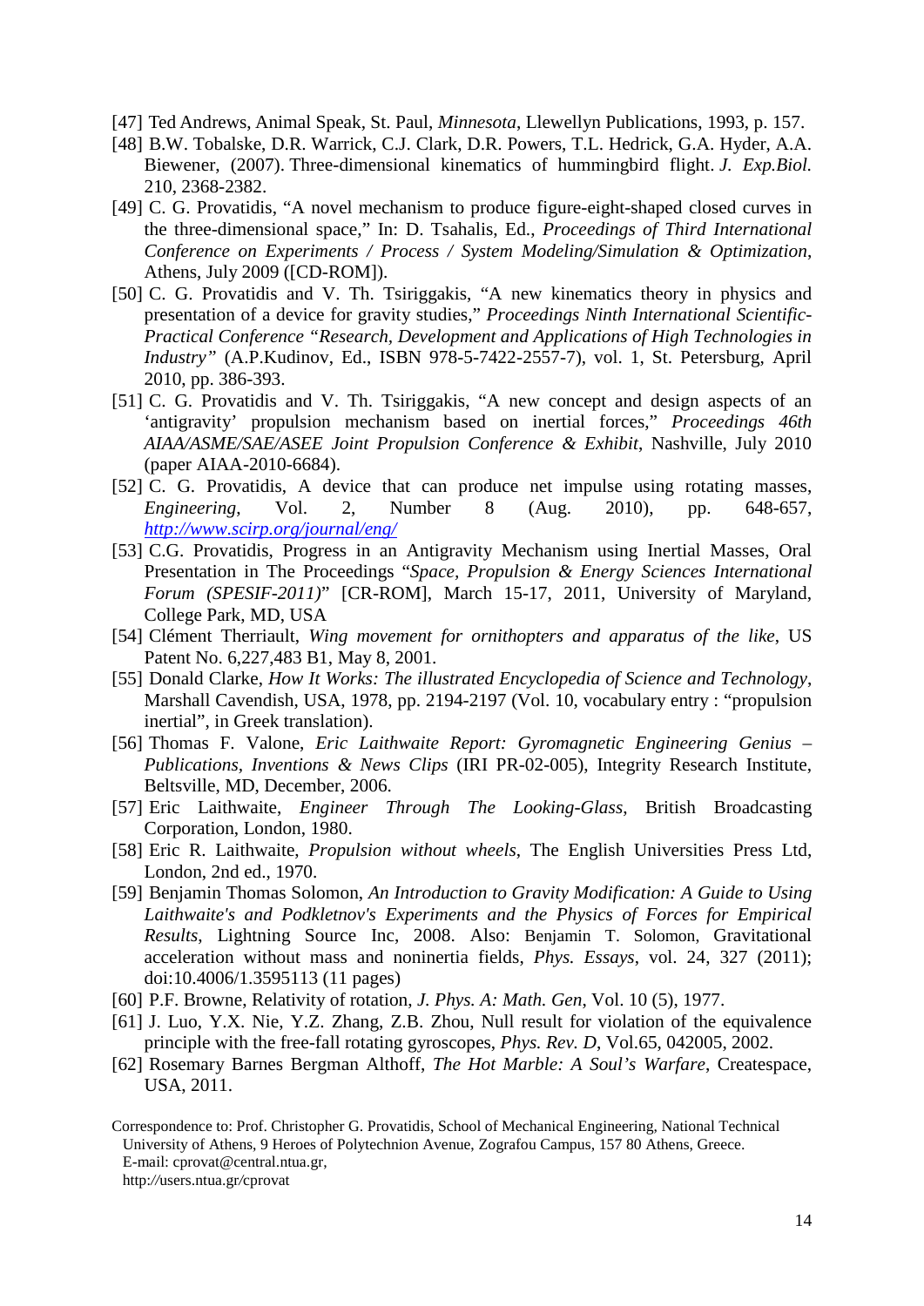[47] Ted Andrews, Animal Speak, St. Paul, *Minnesota*, Llewellyn Publications, 1993, p. 157.

[48] B.W. Tobalske, D.R. Warrick, C.J. Clark, D.R. Powers, T.L. Hedrick, G.A. Hyder, A.A. Biewener, (2007). Three-dimensional kinematics of hummingbird flight. *J. Exp.Biol.* 210, 2368-2382.

[49] C. G. Provatidis, "A novel mechanism to produce figure-eight-shaped closed curves in the three-dimensional space," In: D. Tsahalis, Ed., *Proceedings of Third International Conference on Experiments / Process / System Modeling/Simulation & Optimization*, Athens, July 2009 ([CD-ROM]).

[50] C. G. Provatidis and V. Th. Tsiriggakis, "A new kinematics theory in physics and presentation of a device for gravity studies," *Proceedings Ninth International Scientific-Practical Conference "Research, Development and Applications of High Technologies in Industry"* (A.P.Kudinov, Ed., ISBN 978-5-7422-2557-7), vol. 1, St. Petersburg, April 2010, pp. 386-393.

[51] C. G. Provatidis and V. Th. Tsiriggakis, "A new concept and design aspects of an 'antigravity' propulsion mechanism based on inertial forces," *Proceedings 46th AIAA/ASME/SAE/ASEE Joint Propulsion Conference & Exhibit*, Nashville, July 2010 (paper AIAA-2010-6684).

[52] C. G. Provatidis, A device that can produce net impulse using rotating masses, *Engineering*, Vol. 2, Number 8 (Aug. 2010), pp. 648-657, *http://www.scirp.org/journal/eng/*

[53] C.G. Provatidis, Progress in an Antigravity Mechanism using Inertial Masses, Oral Presentation in The Proceedings "*Space, Propulsion & Energy Sciences International Forum (SPESIF-2011)*" [CR-ROM], March 15-17, 2011, University of Maryland, College Park, MD, USA

[54] Clément Therriault, *Wing movement for ornithopters and apparatus of the like*, US Patent No. 6,227,483 B1, May 8, 2001.

[55] Donald Clarke, *How It Works: The illustrated Encyclopedia of Science and Technology*, Marshall Cavendish, USA, 1978, pp. 2194-2197 (Vol. 10, vocabulary entry : "propulsion inertial", in Greek translation).

[56] Thomas F. Valone, *Eric Laithwaite Report: Gyromagnetic Engineering Genius – Publications, Inventions & News Clips* (IRI PR-02-005), Integrity Research Institute, Beltsville, MD, December, 2006.

[57] Eric Laithwaite, *Engineer Through The Looking-Glass*, British Broadcasting Corporation, London, 1980.

[58] Eric R. Laithwaite, *Propulsion without wheels*, The English Universities Press Ltd, London, 2nd ed., 1970.

[59] Benjamin Thomas Solomon, *An Introduction to Gravity Modification: A Guide to Using Laithwaite's and Podkletnov's Experiments and the Physics of Forces for Empirical Results*, Lightning Source Inc, 2008. Also: Benjamin T. Solomon, Gravitational acceleration without mass and noninertia fields, *Phys. Essays*, vol. 24, 327 (2011); doi:10.4006/1.3595113 (11 pages)

[60] P.F. Browne, Relativity of rotation, *J. Phys. A: Math. Gen*, Vol. 10 (5), 1977.

[61] J. Luo, Y.X. Nie, Y.Z. Zhang, Z.B. Zhou, Null result for violation of the equivalence principle with the free-fall rotating gyroscopes, *Phys. Rev. D*, Vol.65, 042005, 2002.

[62] Rosemary Barnes Bergman Althoff, *The Hot Marble: A Soul's Warfare*, Createspace, USA, 2011.

Correspondence to: Prof. Christopher G. Provatidis, School of Mechanical Engineering, National Technical University of Athens, 9 Heroes of Polytechnion Avenue, Zografou Campus, 157 80 Athens, Greece.
E-mail: cprovat@central.ntua.gr,
http://users.ntua.gr/cprovat